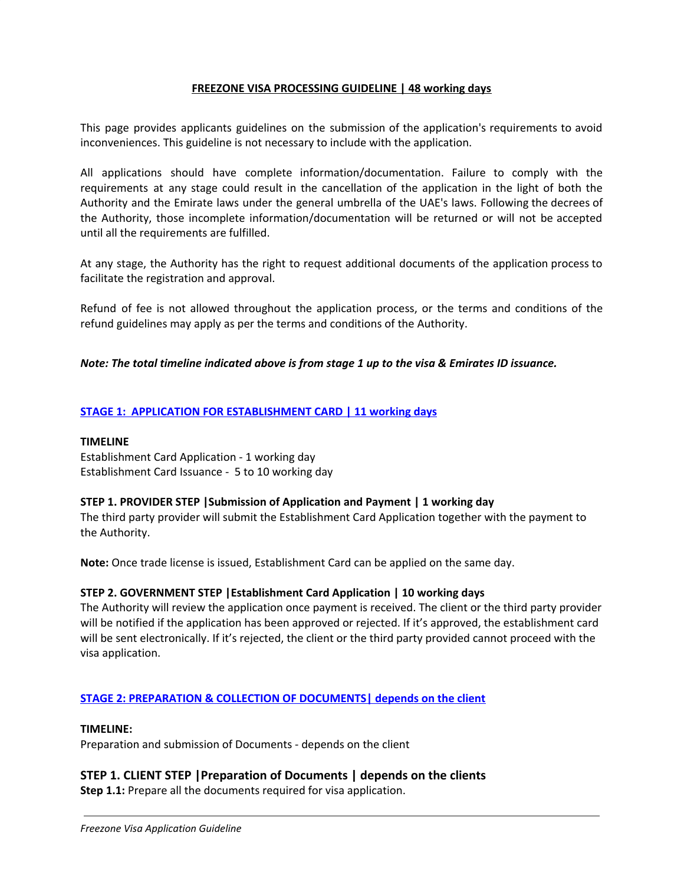# FREEZONE VISA PROCESSING GUIDELINE | 48 working days

This page provides applicants guidelines on the submission of the application's requirements to avoid inconveniences. This guideline is not necessary to include with the application.

All applications should have complete information/documentation. Failure to comply with the requirements at any stage could result in the cancellation of the application in the light of both the Authority and the Emirate laws under the general umbrella of the UAE's laws. Following the decrees of the Authority, those incomplete information/documentation will be returned or will not be accepted until all the requirements are fulfilled.

At any stage, the Authority has the right to request additional documents of the application process to facilitate the registration and approval.

Refund of fee is not allowed throughout the application process, or the terms and conditions of the refund guidelines may apply as per the terms and conditions of the Authority.

***Note: The total timeline indicated above is from stage 1 up to the visa & Emirates ID issuance.***

## STAGE 1: APPLICATION FOR ESTABLISHMENT CARD | 11 working days

**TIMELINE**

Establishment Card Application - 1 working day
Establishment Card Issuance - 5 to 10 working day

### STEP 1. PROVIDER STEP |Submission of Application and Payment | 1 working day

The third party provider will submit the Establishment Card Application together with the payment to the Authority.

**Note:** Once trade license is issued, Establishment Card can be applied on the same day.

### STEP 2. GOVERNMENT STEP |Establishment Card Application | 10 working days

The Authority will review the application once payment is received. The client or the third party provider will be notified if the application has been approved or rejected. If it's approved, the establishment card will be sent electronically. If it's rejected, the client or the third party provided cannot proceed with the visa application.

## STAGE 2: PREPARATION & COLLECTION OF DOCUMENTS| depends on the client

**TIMELINE:**

Preparation and submission of Documents - depends on the client

### STEP 1. CLIENT STEP |Preparation of Documents | depends on the clients

**Step 1.1:** Prepare all the documents required for visa application.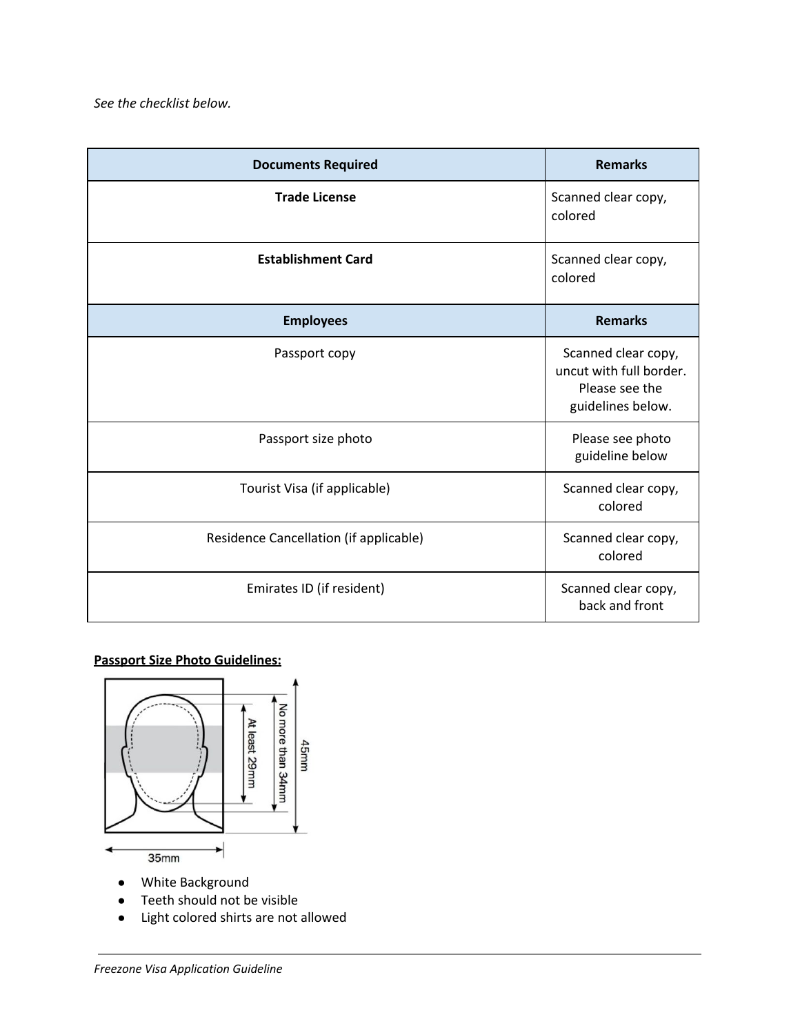*See the checklist below.*

| Documents Required | Remarks |
| --- | --- |
| **Trade License** | Scanned clear copy, colored |
| **Establishment Card** | Scanned clear copy, colored |
| **Employees** | **Remarks** |
| Passport copy | Scanned clear copy, uncut with full border. Please see the guidelines below. |
| Passport size photo | Please see photo guideline below |
| Tourist Visa (if applicable) | Scanned clear copy, colored |
| Residence Cancellation (if applicable) | Scanned clear copy, colored |
| Emirates ID (if resident) | Scanned clear copy, back and front |

**<u>Passport Size Photo Guidelines:</u>**

At least 29mm

No more than 34mm

45mm

35mm

- White Background
- Teeth should not be visible
- Light colored shirts are not allowed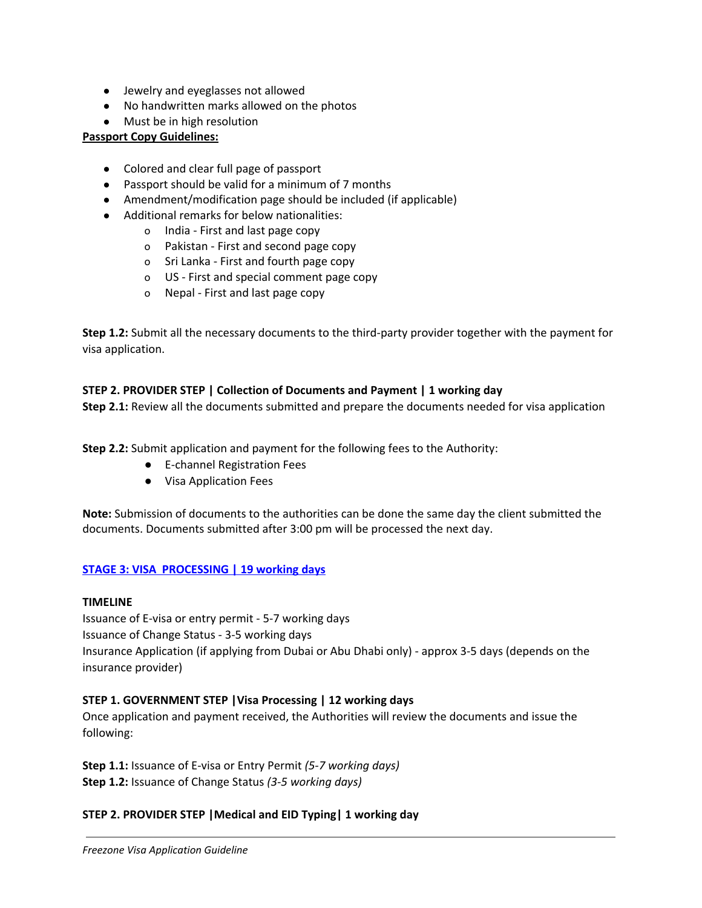- Jewelry and eyeglasses not allowed
- No handwritten marks allowed on the photos
- Must be in high resolution

**Passport Copy Guidelines:**

- Colored and clear full page of passport
- Passport should be valid for a minimum of 7 months
- Amendment/modification page should be included (if applicable)
- Additional remarks for below nationalities:
  - India - First and last page copy
  - Pakistan - First and second page copy
  - Sri Lanka - First and fourth page copy
  - US - First and special comment page copy
  - Nepal - First and last page copy

**Step 1.2:** Submit all the necessary documents to the third-party provider together with the payment for visa application.

**STEP 2. PROVIDER STEP | Collection of Documents and Payment | 1 working day**

**Step 2.1:** Review all the documents submitted and prepare the documents needed for visa application

**Step 2.2:** Submit application and payment for the following fees to the Authority:

- E-channel Registration Fees
- Visa Application Fees

**Note:** Submission of documents to the authorities can be done the same day the client submitted the documents. Documents submitted after 3:00 pm will be processed the next day.

## STAGE 3: VISA PROCESSING | 19 working days

**TIMELINE**

Issuance of E-visa or entry permit - 5-7 working days
Issuance of Change Status - 3-5 working days
Insurance Application (if applying from Dubai or Abu Dhabi only) - approx 3-5 days (depends on the insurance provider)

**STEP 1. GOVERNMENT STEP |Visa Processing | 12 working days**

Once application and payment received, the Authorities will review the documents and issue the following:

**Step 1.1:** Issuance of E-visa or Entry Permit *(5-7 working days)*
**Step 1.2:** Issuance of Change Status *(3-5 working days)*

**STEP 2. PROVIDER STEP |Medical and EID Typing| 1 working day**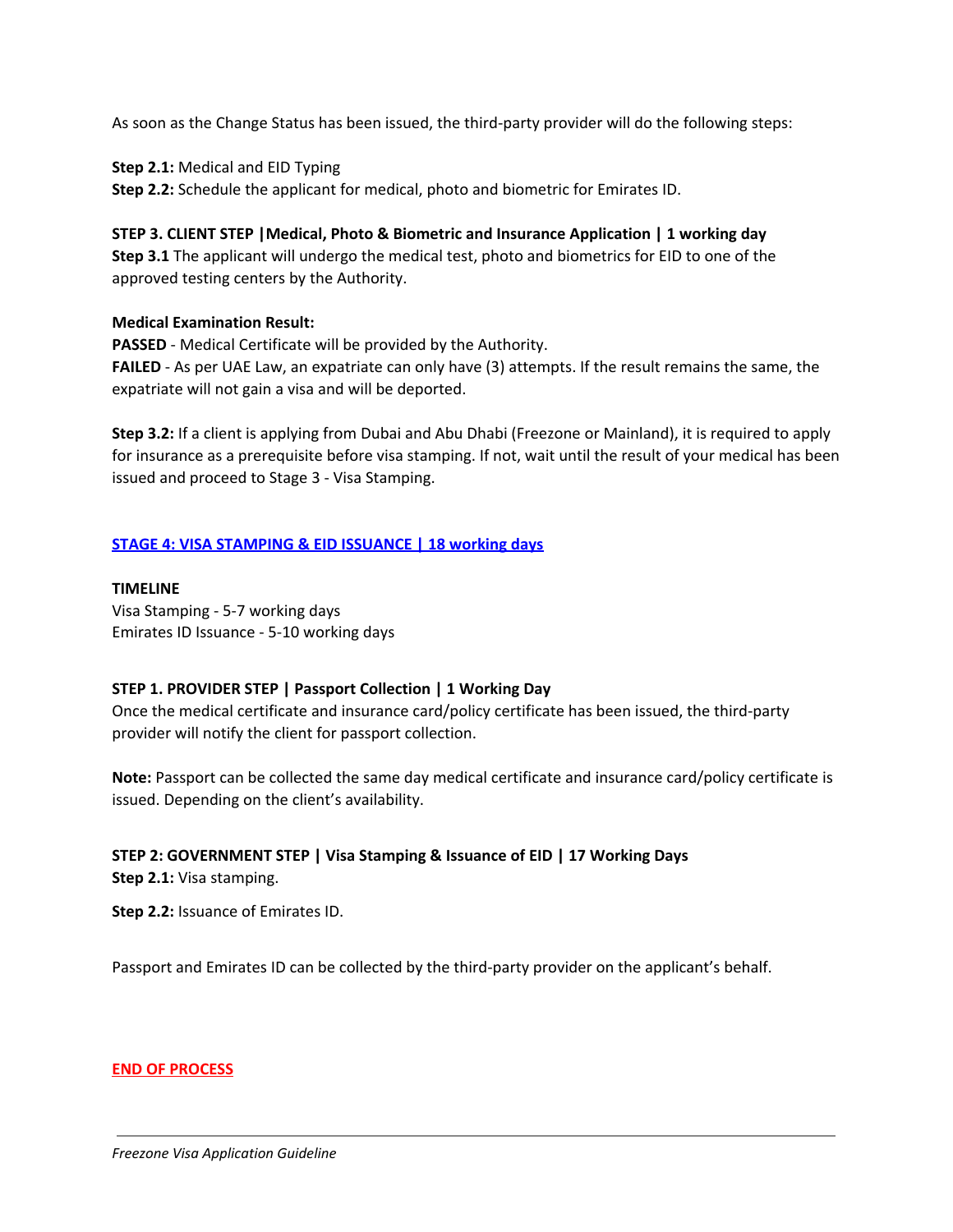As soon as the Change Status has been issued, the third-party provider will do the following steps:

**Step 2.1:** Medical and EID Typing
**Step 2.2:** Schedule the applicant for medical, photo and biometric for Emirates ID.

**STEP 3. CLIENT STEP |Medical, Photo & Biometric and Insurance Application | 1 working day**
**Step 3.1** The applicant will undergo the medical test, photo and biometrics for EID to one of the approved testing centers by the Authority.

**Medical Examination Result:**
**PASSED** - Medical Certificate will be provided by the Authority.
**FAILED** - As per UAE Law, an expatriate can only have (3) attempts. If the result remains the same, the expatriate will not gain a visa and will be deported.

**Step 3.2:** If a client is applying from Dubai and Abu Dhabi (Freezone or Mainland), it is required to apply for insurance as a prerequisite before visa stamping. If not, wait until the result of your medical has been issued and proceed to Stage 3 - Visa Stamping.

## STAGE 4: VISA STAMPING & EID ISSUANCE | 18 working days

**TIMELINE**
Visa Stamping - 5-7 working days
Emirates ID Issuance - 5-10 working days

**STEP 1. PROVIDER STEP | Passport Collection | 1 Working Day**
Once the medical certificate and insurance card/policy certificate has been issued, the third-party provider will notify the client for passport collection.

**Note:** Passport can be collected the same day medical certificate and insurance card/policy certificate is issued. Depending on the client's availability.

**STEP 2: GOVERNMENT STEP | Visa Stamping & Issuance of EID | 17 Working Days**
**Step 2.1:** Visa stamping.

**Step 2.2:** Issuance of Emirates ID.

Passport and Emirates ID can be collected by the third-party provider on the applicant's behalf.

**END OF PROCESS**